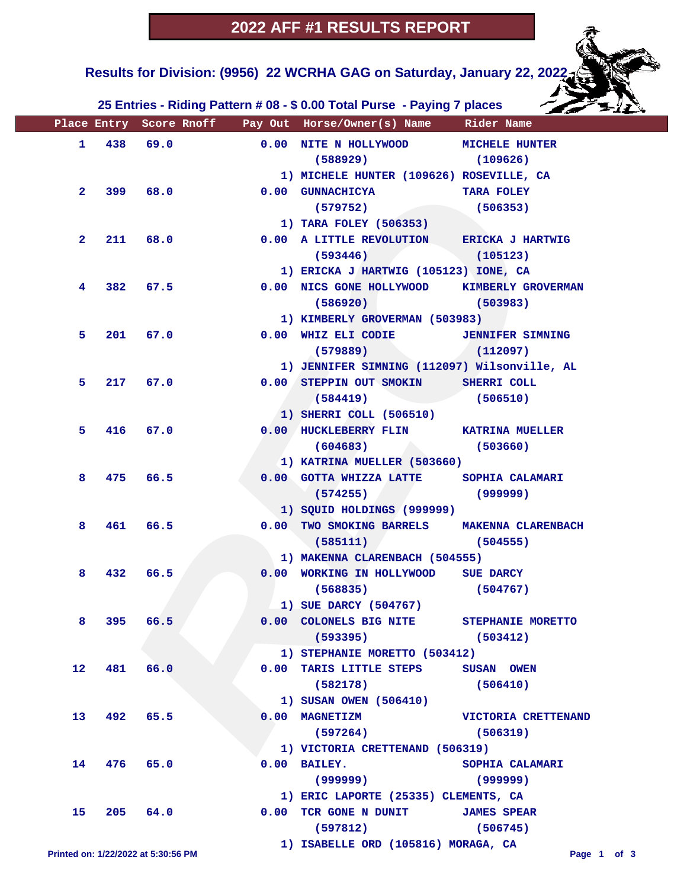# 2022 AFF #1 RESULTS REPORT

## Results for Division: (9956) 22 WCRHA GAG on Saturday, January 22, 2022

### 25 Entries - Riding Pattern # 08 - $ 0.00 Total Purse - Paying 7 places

| Place | Entry | Score | Rnoff | Pay Out | Horse/Owner(s) Name | Rider Name |
|---|---|---|---|---|---|---|
| 1 | 438 | 69.0 | | 0.00 | NITE N HOLLYWOOD (588929) 1) MICHELE HUNTER (109626) ROSEVILLE, CA | MICHELE HUNTER (109626) |
| 2 | 399 | 68.0 | | 0.00 | GUNNACHICYA (579752) 1) TARA FOLEY (506353) | TARA FOLEY (506353) |
| 2 | 211 | 68.0 | | 0.00 | A LITTLE REVOLUTION (593446) 1) ERICKA J HARTWIG (105123) IONE, CA | ERICKA J HARTWIG (105123) |
| 4 | 382 | 67.5 | | 0.00 | NICS GONE HOLLYWOOD (586920) 1) KIMBERLY GROVERMAN (503983) | KIMBERLY GROVERMAN (503983) |
| 5 | 201 | 67.0 | | 0.00 | WHIZ ELI CODIE (579889) 1) JENNIFER SIMNING (112097) Wilsonville, AL | JENNIFER SIMNING (112097) |
| 5 | 217 | 67.0 | | 0.00 | STEPPIN OUT SMOKIN (584419) 1) SHERRI COLL (506510) | SHERRI COLL (506510) |
| 5 | 416 | 67.0 | | 0.00 | HUCKLEBERRY FLIN (604683) 1) KATRINA MUELLER (503660) | KATRINA MUELLER (503660) |
| 8 | 475 | 66.5 | | 0.00 | GOTTA WHIZZA LATTE (574255) 1) SQUID HOLDINGS (999999) | SOPHIA CALAMARI (999999) |
| 8 | 461 | 66.5 | | 0.00 | TWO SMOKING BARRELS (585111) 1) MAKENNA CLARENBACH (504555) | MAKENNA CLARENBACH (504555) |
| 8 | 432 | 66.5 | | 0.00 | WORKING IN HOLLYWOOD (568835) 1) SUE DARCY (504767) | SUE DARCY (504767) |
| 8 | 395 | 66.5 | | 0.00 | COLONELS BIG NITE (593395) 1) STEPHANIE MORETTO (503412) | STEPHANIE MORETTO (503412) |
| 12 | 481 | 66.0 | | 0.00 | TARIS LITTLE STEPS (582178) 1) SUSAN OWEN (506410) | SUSAN OWEN (506410) |
| 13 | 492 | 65.5 | | 0.00 | MAGNETIZM (597264) 1) VICTORIA CRETTENAND (506319) | VICTORIA CRETTENAND (506319) |
| 14 | 476 | 65.0 | | 0.00 | BAILEY. (999999) 1) ERIC LAPORTE (25335) CLEMENTS, CA | SOPHIA CALAMARI (999999) |
| 15 | 205 | 64.0 | | 0.00 | TCR GONE N DUNIT (597812) 1) ISABELLE ORD (105816) MORAGA, CA | JAMES SPEAR (506745) |

Printed on: 1/22/2022 at 5:30:56 PM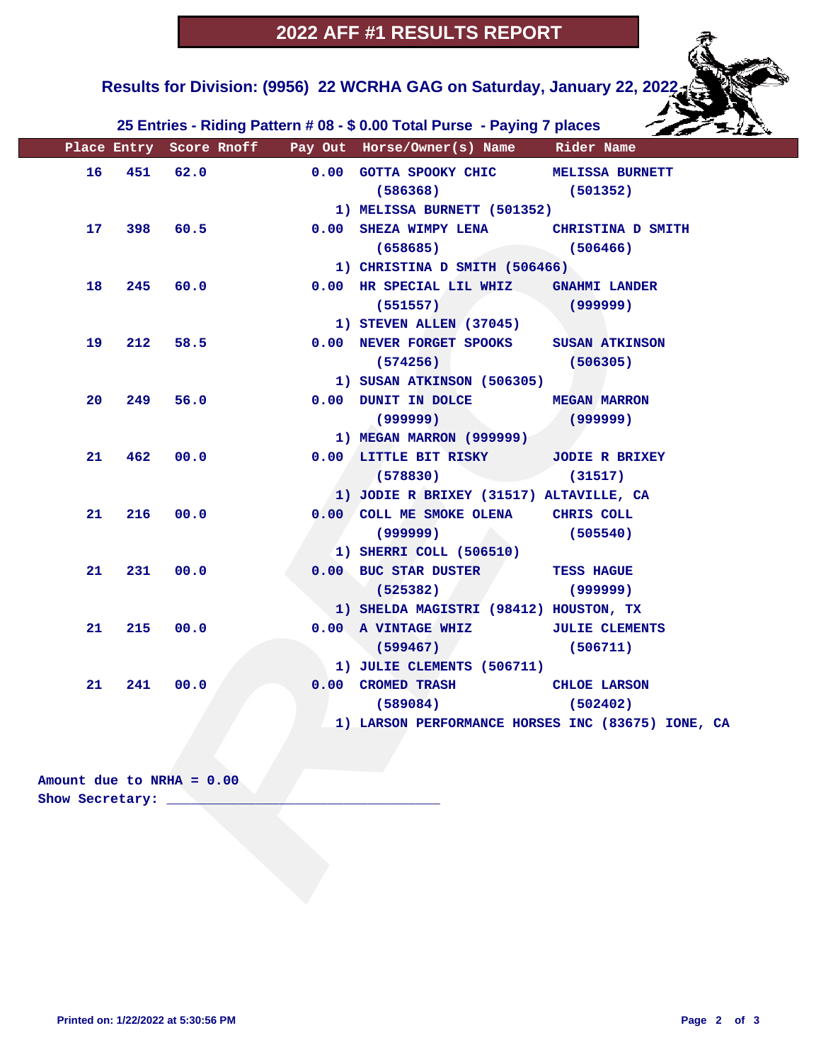# 2022 AFF #1 RESULTS REPORT

## Results for Division: (9956) 22 WCRHA GAG on Saturday, January 22, 2022

### 25 Entries - Riding Pattern # 08 - $ 0.00 Total Purse - Paying 7 places

| Place | Entry | Score | Rnoff | Pay Out | Horse/Owner(s) Name | Rider Name |
|---|---|---|---|---|---|---|
| 16 | 451 | 62.0 | | 0.00 | GOTTA SPOOKY CHIC (586368)<br>1) MELISSA BURNETT (501352) | MELISSA BURNETT (501352) |
| 17 | 398 | 60.5 | | 0.00 | SHEZA WIMPY LENA (658685)<br>1) CHRISTINA D SMITH (506466) | CHRISTINA D SMITH (506466) |
| 18 | 245 | 60.0 | | 0.00 | HR SPECIAL LIL WHIZ (551557)<br>1) STEVEN ALLEN (37045) | GNAHMI LANDER (999999) |
| 19 | 212 | 58.5 | | 0.00 | NEVER FORGET SPOOKS (574256)<br>1) SUSAN ATKINSON (506305) | SUSAN ATKINSON (506305) |
| 20 | 249 | 56.0 | | 0.00 | DUNIT IN DOLCE (999999)<br>1) MEGAN MARRON (999999) | MEGAN MARRON (999999) |
| 21 | 462 | 00.0 | | 0.00 | LITTLE BIT RISKY (578830)<br>1) JODIE R BRIXEY (31517) ALTAVILLE, CA | JODIE R BRIXEY (31517) |
| 21 | 216 | 00.0 | | 0.00 | COLL ME SMOKE OLENA (999999)<br>1) SHERRI COLL (506510) | CHRIS COLL (505540) |
| 21 | 231 | 00.0 | | 0.00 | BUC STAR DUSTER (525382)<br>1) SHELDA MAGISTRI (98412) HOUSTON, TX | TESS HAGUE (999999) |
| 21 | 215 | 00.0 | | 0.00 | A VINTAGE WHIZ (599467)<br>1) JULIE CLEMENTS (506711) | JULIE CLEMENTS (506711) |
| 21 | 241 | 00.0 | | 0.00 | CROMED TRASH (589084)<br>1) LARSON PERFORMANCE HORSES INC (83675) IONE, CA | CHLOE LARSON (502402) |

Amount due to NRHA = 0.00

Show Secretary: ___________________________________

Printed on: 1/22/2022 at 5:30:56 PM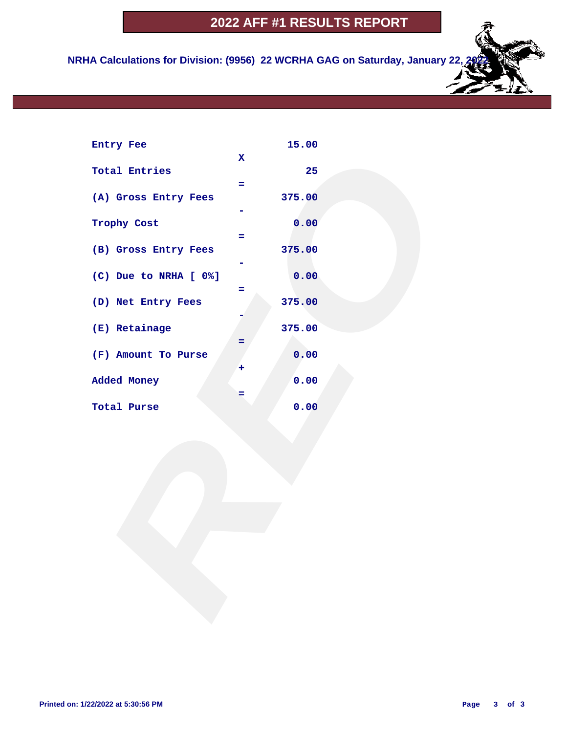# 2022 AFF #1 RESULTS REPORT

**NRHA Calculations for Division: (9956) 22 WCRHA GAG on Saturday, January 22, 2022**

| | | |
|---|---|---|
| Entry Fee | | 15.00 |
| | X | |
| Total Entries | | 25 |
| | = | |
| (A) Gross Entry Fees | | 375.00 |
| | - | |
| Trophy Cost | | 0.00 |
| | = | |
| (B) Gross Entry Fees | | 375.00 |
| | - | |
| (C) Due to NRHA [ 0%] | | 0.00 |
| | = | |
| (D) Net Entry Fees | | 375.00 |
| | - | |
| (E) Retainage | | 375.00 |
| | = | |
| (F) Amount To Purse | | 0.00 |
| | + | |
| Added Money | | 0.00 |
| | = | |
| Total Purse | | 0.00 |

Printed on: 1/22/2022 at 5:30:56 PM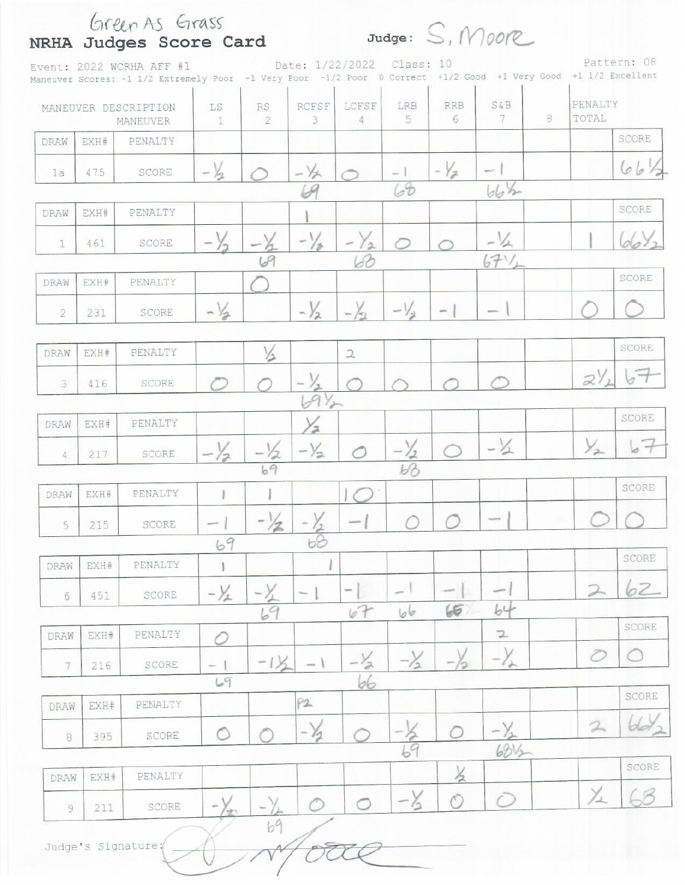Green As Grass

# NRHA Judges Score Card

Judge: S. Moore

Event: 2022 WCRHA AFF #1 Date: 1/22/2022 Class: 10 Pattern: 08

Maneuver Scores: -1 1/2 Extremely Poor -1 Very Poor -1/2 Poor 0 Correct +1/2 Good +1 Very Good +1 1/2 Excellent

| DRAW | EXH# | MANEUVER DESCRIPTION / MANEUVER | LS 1 | RS 2 | RCFSF 3 | LCFSF 4 | LRB 5 | RRB 6 | S&B 7 | 8 | PENALTY TOTAL | SCORE |
|---|---|---|---|---|---|---|---|---|---|---|---|---|
| 1a | 475 | PENALTY | | | | | | | | | | |
| | | SCORE | -1/2 | 0 | -1/2 (69) | 0 | -1 (68) | -1/2 | -1 (66 1/2) | | | 66 1/2 |
| 1 | 461 | PENALTY | | | 1 | | | | | | | |
| | | SCORE | -1/2 | -1/2 (69) | -1/2 | -1/2 (68) | 0 | 0 | -1/2 (67 1/2) | | 1 | 66 1/2 |
| 2 | 231 | PENALTY | 0 | | | | | | | | | |
| | | SCORE | -1/2 | | -1/2 | -1/2 | -1/2 | -1 | -1 | | 0 | 0 |
| 3 | 416 | PENALTY | | 1/2 | | 2 | | | | | | |
| | | SCORE | 0 | 0 | -1/2 (69 1/2) | 0 | 0 | 0 | 0 | | 2 1/2 | 67 |
| 4 | 217 | PENALTY | | | 1/2 | | | | | | | |
| | | SCORE | -1/2 | -1/2 (69) | -1/2 | 0 | -1/2 (68) | 0 | -1/2 | | 1/2 | 67 |
| 5 | 215 | PENALTY | 1 | 1 | | 10 | | | | | | |
| | | SCORE | -1 (69) | -1/2 | -1/2 (68) | -1 | 0 | 0 | -1 | | 0 | 0 |
| 6 | 451 | PENALTY | 1 | | 1 | | | | | | | |
| | | SCORE | -1/2 | -1/2 (69) | -1 | -1 (67) | -1 (66) | -1 (65) | -1 (64) | | 2 | 62 |
| 7 | 216 | PENALTY | 0 | | | | | | 2 | | | |
| | | SCORE | -1 (69) | -1 1/2 | -1 | -1/2 (66) | -1/2 | -1/2 | -1/2 | | 0 | 0 |
| 8 | 395 | PENALTY | | | P2 | | | | | | | |
| | | SCORE | 0 | 0 | -1/2 | 0 | -1/2 (69) | 0 | -1/2 (68 1/2) | | 2 | 66 1/2 |
| 9 | 211 | PENALTY | | | | | | 1/2 | | | | |
| | | SCORE | -1/2 | -1/2 (69) | 0 | 0 | -1/2 | 0 | 0 | | 1/2 | 68 |

Judge's Signature: S. Moore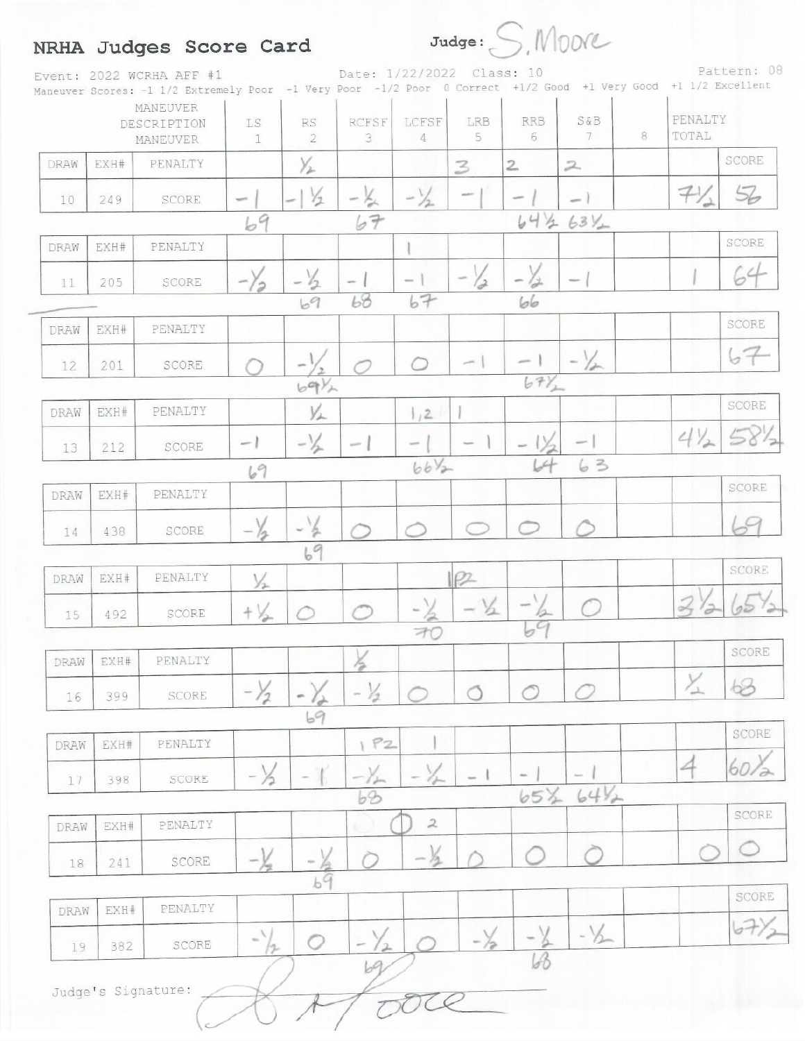# NRHA Judges Score Card

Judge: S. Moore

Event: 2022 WCRHA AFF #1 Date: 1/22/2022 Class: 10 Pattern: 08

Maneuver Scores: -1 1/2 Extremely Poor -1 Very Poor -1/2 Poor 0 Correct +1/2 Good +1 Very Good +1 1/2 Excellent

| DRAW | EXH# | MANEUVER DESCRIPTION / MANEUVER | LS 1 | RS 2 | RCFSF 3 | LCFSF 4 | LRB 5 | RRB 6 | S&B 7 | 8 | PENALTY TOTAL | SCORE |
|---|---|---|---|---|---|---|---|---|---|---|---|---|
| | | PENALTY | | ½ | | | 3 | 2 | 2 | | | |
| 10 | 249 | SCORE | -1 | -1½ | -½ | -½ | -1 | -1 | -1 | | 7½ | 56 |
| | | | 69 | | 67 | | | 64½ | 63½ | | | |
| | | PENALTY | | | | 1 | | | | | | |
| 11 | 205 | SCORE | -½ | -½ | -1 | -1 | -½ | -½ | -1 | | 1 | 64 |
| | | | | 69 | 68 | 67 | | 66 | | | | |
| | | PENALTY | | | | | | | | | | |
| 12 | 201 | SCORE | 0 | -½ | 0 | 0 | -1 | -1 | -½ | | | 67 |
| | | | | 69½ | | | | 67½ | | | | |
| | | PENALTY | | ½ | | 1, 2 | 1 | | | | | |
| 13 | 212 | SCORE | -1 | -½ | -1 | -1 | -1 | -1½ | -1 | | 4½ | 58½ |
| | | | 69 | | | 66½ | | 64 | 63 | | | |
| | | PENALTY | | | | | | | | | | |
| 14 | 438 | SCORE | -½ | -½ | 0 | 0 | 0 | 0 | 0 | | | 69 |
| | | | | 69 | | | | | | | | |
| | | PENALTY | ½ | | | | 1 P2 | | | | | |
| 15 | 492 | SCORE | +½ | 0 | 0 | -½ | -½ | -½ | 0 | | 3½ | 65½ |
| | | | | | | 70 | | 69 | | | | |
| | | PENALTY | | | ½ | | | | | | | |
| 16 | 399 | SCORE | -½ | -½ | -½ | 0 | 0 | 0 | 0 | | ½ | 68 |
| | | | | 69 | | | | | | | | |
| | | PENALTY | | | 1 P2 | 1 | | | | | | |
| 17 | 398 | SCORE | -½ | -1 | -½ | -½ | -1 | -1 | -1 | | 4 | 60½ |
| | | | | | 68 | | | 65½ | 64½ | | | |
| | | PENALTY | | | | 2 | | | | | | |
| 18 | 241 | SCORE | -½ | -½ | 0 | -½ | 0 | 0 | 0 | | 0 | 0 |
| | | | | 69 | | | | | | | | |
| | | PENALTY | | | | | | | | | | |
| 19 | 382 | SCORE | -½ | 0 | -½ | 0 | -½ | -½ | -½ | | | 67½ |
| | | | | | 69 | | | 68 | | | | |

Judge's Signature: S. Moore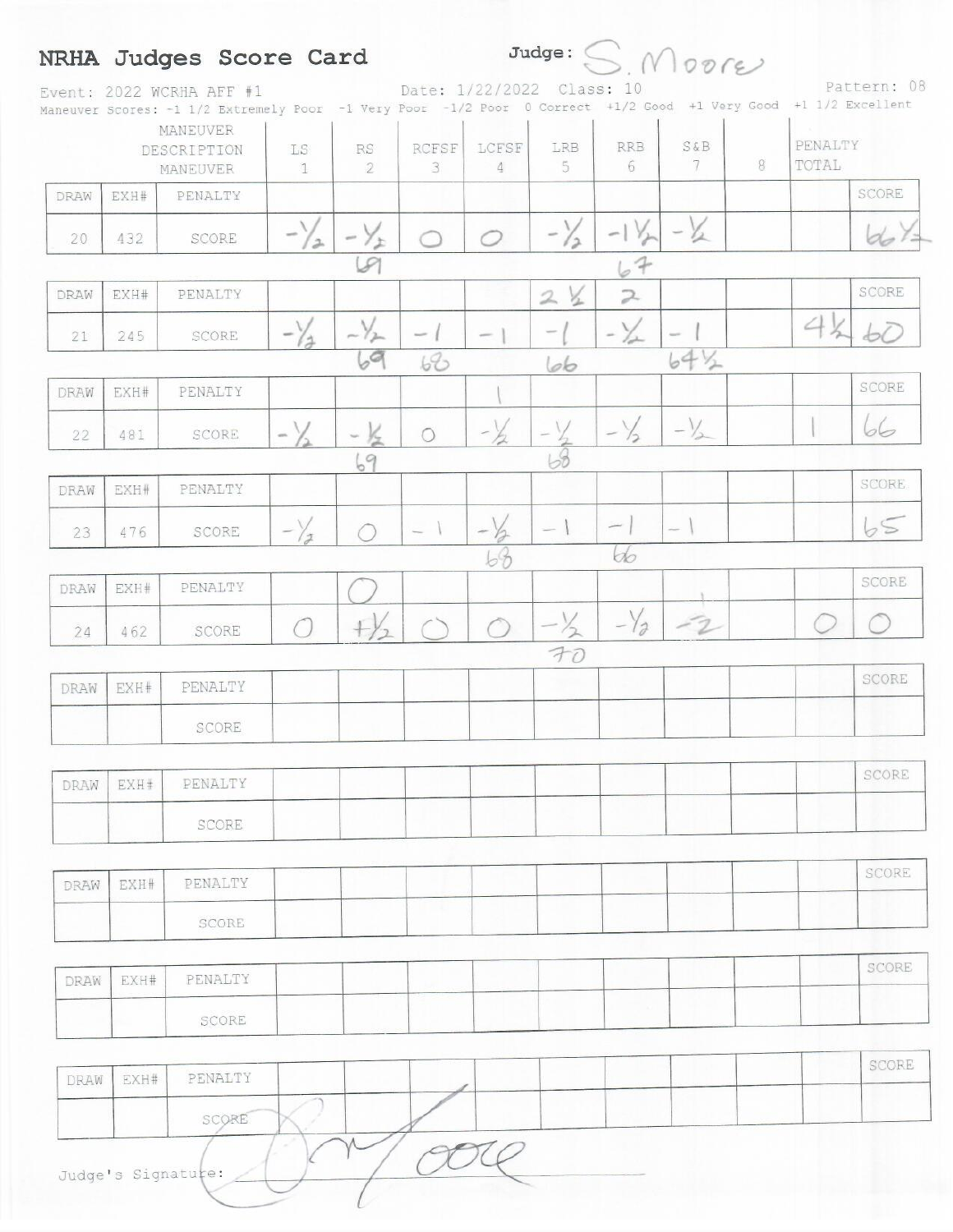# NRHA Judges Score Card

Judge: S. Moore

Event: 2022 WCRHA AFF #1 Date: 1/22/2022 Class: 10 Pattern: 08

Maneuver Scores: -1 1/2 Extremely Poor -1 Very Poor -1/2 Poor 0 Correct +1/2 Good +1 Very Good +1 1/2 Excellent

| DRAW | EXH# | MANEUVER DESCRIPTION | LS 1 | RS 2 | RCFSF 3 | LCFSF 4 | LRB 5 | RRB 6 | S&B 7 | 8 | PENALTY TOTAL | SCORE |
|---|---|---|---|---|---|---|---|---|---|---|---|---|
| | | PENALTY | | | | | | | | | | |
| 20 | 432 | SCORE | -½ | -½ | 0 | 0 | -½ | -1½ | -½ | | | 66½ |
| | | | | 69 | | | | 67 | | | | |
| | | PENALTY | | | | | 2½ | 2 | | | | |
| 21 | 245 | SCORE | -½ | -½ | -1 | -1 | -1 | -½ | -1 | | 4½ | 60 |
| | | | | 69 | 68 | | 66 | | 64½ | | | |
| | | PENALTY | | | | 1 | | | | | | |
| 22 | 481 | SCORE | -½ | -½ | 0 | -½ | -½ | -½ | -½ | | 1 | 66 |
| | | | | 69 | | | 68 | | | | | |
| | | PENALTY | | | | | | | | | | |
| 23 | 476 | SCORE | -½ | 0 | -1 | -½ | -1 | -1 | -1 | | | 65 |
| | | | | | | 68 | | 66 | | | | |
| | | PENALTY | | 0 | | | | | | | | |
| 24 | 462 | SCORE | 0 | +½ | 0 | 0 | -½ | -½ | -2 | | 0 | 0 |
| | | | | | | | 70 | | | | | |
| | | PENALTY | | | | | | | | | | |
| | | SCORE | | | | | | | | | | |
| | | PENALTY | | | | | | | | | | |
| | | SCORE | | | | | | | | | | |
| | | PENALTY | | | | | | | | | | |
| | | SCORE | | | | | | | | | | |
| | | PENALTY | | | | | | | | | | |
| | | SCORE | | | | | | | | | | |
| | | PENALTY | | | | | | | | | | |
| | | SCORE | | | | | | | | | | |

Judge's Signature: S. Moore